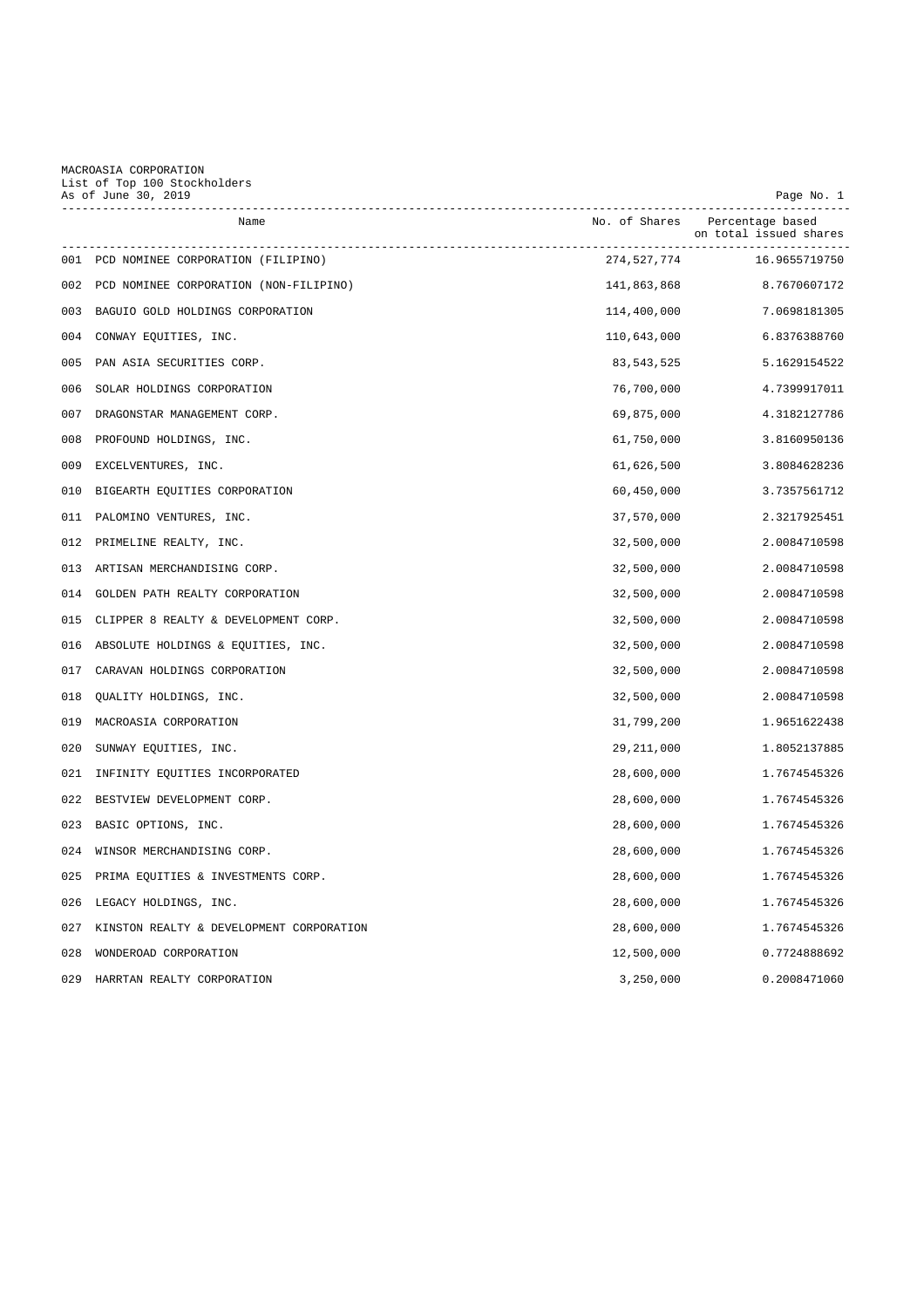MACROASIA CORPORATION
List of Top 100 Stockholders
As of June 30, 2019

| | Name | No. of Shares | Percentage based on total issued shares |
|---|---|---|---|
| 001 | PCD NOMINEE CORPORATION (FILIPINO) | 274,527,774 | 16.9655719750 |
| 002 | PCD NOMINEE CORPORATION (NON-FILIPINO) | 141,863,868 | 8.7670607172 |
| 003 | BAGUIO GOLD HOLDINGS CORPORATION | 114,400,000 | 7.0698181305 |
| 004 | CONWAY EQUITIES, INC. | 110,643,000 | 6.8376388760 |
| 005 | PAN ASIA SECURITIES CORP. | 83,543,525 | 5.1629154522 |
| 006 | SOLAR HOLDINGS CORPORATION | 76,700,000 | 4.7399917011 |
| 007 | DRAGONSTAR MANAGEMENT CORP. | 69,875,000 | 4.3182127786 |
| 008 | PROFOUND HOLDINGS, INC. | 61,750,000 | 3.8160950136 |
| 009 | EXCELVENTURES, INC. | 61,626,500 | 3.8084628236 |
| 010 | BIGEARTH EQUITIES CORPORATION | 60,450,000 | 3.7357561712 |
| 011 | PALOMINO VENTURES, INC. | 37,570,000 | 2.3217925451 |
| 012 | PRIMELINE REALTY, INC. | 32,500,000 | 2.0084710598 |
| 013 | ARTISAN MERCHANDISING CORP. | 32,500,000 | 2.0084710598 |
| 014 | GOLDEN PATH REALTY CORPORATION | 32,500,000 | 2.0084710598 |
| 015 | CLIPPER 8 REALTY & DEVELOPMENT CORP. | 32,500,000 | 2.0084710598 |
| 016 | ABSOLUTE HOLDINGS & EQUITIES, INC. | 32,500,000 | 2.0084710598 |
| 017 | CARAVAN HOLDINGS CORPORATION | 32,500,000 | 2.0084710598 |
| 018 | QUALITY HOLDINGS, INC. | 32,500,000 | 2.0084710598 |
| 019 | MACROASIA CORPORATION | 31,799,200 | 1.9651622438 |
| 020 | SUNWAY EQUITIES, INC. | 29,211,000 | 1.8052137885 |
| 021 | INFINITY EQUITIES INCORPORATED | 28,600,000 | 1.7674545326 |
| 022 | BESTVIEW DEVELOPMENT CORP. | 28,600,000 | 1.7674545326 |
| 023 | BASIC OPTIONS, INC. | 28,600,000 | 1.7674545326 |
| 024 | WINSOR MERCHANDISING CORP. | 28,600,000 | 1.7674545326 |
| 025 | PRIMA EQUITIES & INVESTMENTS CORP. | 28,600,000 | 1.7674545326 |
| 026 | LEGACY HOLDINGS, INC. | 28,600,000 | 1.7674545326 |
| 027 | KINSTON REALTY & DEVELOPMENT CORPORATION | 28,600,000 | 1.7674545326 |
| 028 | WONDEROAD CORPORATION | 12,500,000 | 0.7724888692 |
| 029 | HARRTAN REALTY CORPORATION | 3,250,000 | 0.2008471060 |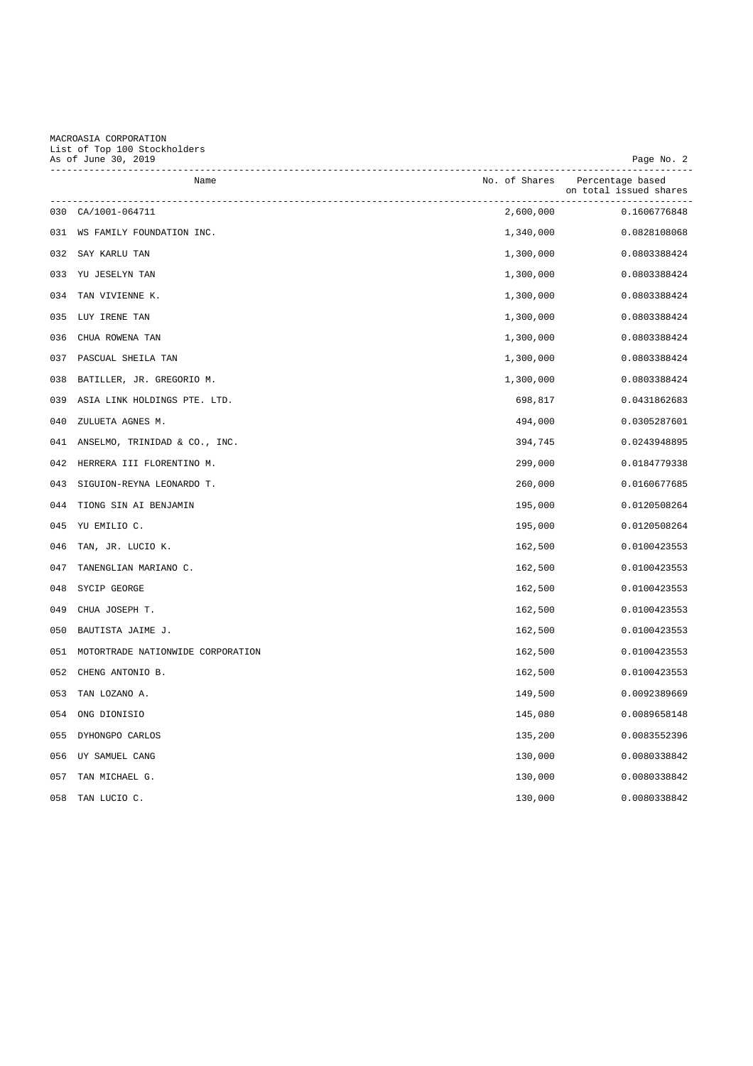MACROASIA CORPORATION
List of Top 100 Stockholders
As of June 30, 2019

| | Name | No. of Shares | Percentage based on total issued shares |
|---|---|---|---|
| 030 | CA/1001-064711 | 2,600,000 | 0.1606776848 |
| 031 | WS FAMILY FOUNDATION INC. | 1,340,000 | 0.0828108068 |
| 032 | SAY KARLU TAN | 1,300,000 | 0.0803388424 |
| 033 | YU JESELYN TAN | 1,300,000 | 0.0803388424 |
| 034 | TAN VIVIENNE K. | 1,300,000 | 0.0803388424 |
| 035 | LUY IRENE TAN | 1,300,000 | 0.0803388424 |
| 036 | CHUA ROWENA TAN | 1,300,000 | 0.0803388424 |
| 037 | PASCUAL SHEILA TAN | 1,300,000 | 0.0803388424 |
| 038 | BATILLER, JR. GREGORIO M. | 1,300,000 | 0.0803388424 |
| 039 | ASIA LINK HOLDINGS PTE. LTD. | 698,817 | 0.0431862683 |
| 040 | ZULUETA AGNES M. | 494,000 | 0.0305287601 |
| 041 | ANSELMO, TRINIDAD & CO., INC. | 394,745 | 0.0243948895 |
| 042 | HERRERA III FLORENTINO M. | 299,000 | 0.0184779338 |
| 043 | SIGUION-REYNA LEONARDO T. | 260,000 | 0.0160677685 |
| 044 | TIONG SIN AI BENJAMIN | 195,000 | 0.0120508264 |
| 045 | YU EMILIO C. | 195,000 | 0.0120508264 |
| 046 | TAN, JR. LUCIO K. | 162,500 | 0.0100423553 |
| 047 | TANENGLIAN MARIANO C. | 162,500 | 0.0100423553 |
| 048 | SYCIP GEORGE | 162,500 | 0.0100423553 |
| 049 | CHUA JOSEPH T. | 162,500 | 0.0100423553 |
| 050 | BAUTISTA JAIME J. | 162,500 | 0.0100423553 |
| 051 | MOTORTRADE NATIONWIDE CORPORATION | 162,500 | 0.0100423553 |
| 052 | CHENG ANTONIO B. | 162,500 | 0.0100423553 |
| 053 | TAN LOZANO A. | 149,500 | 0.0092389669 |
| 054 | ONG DIONISIO | 145,080 | 0.0089658148 |
| 055 | DYHONGPO CARLOS | 135,200 | 0.0083552396 |
| 056 | UY SAMUEL CANG | 130,000 | 0.0080338842 |
| 057 | TAN MICHAEL G. | 130,000 | 0.0080338842 |
| 058 | TAN LUCIO C. | 130,000 | 0.0080338842 |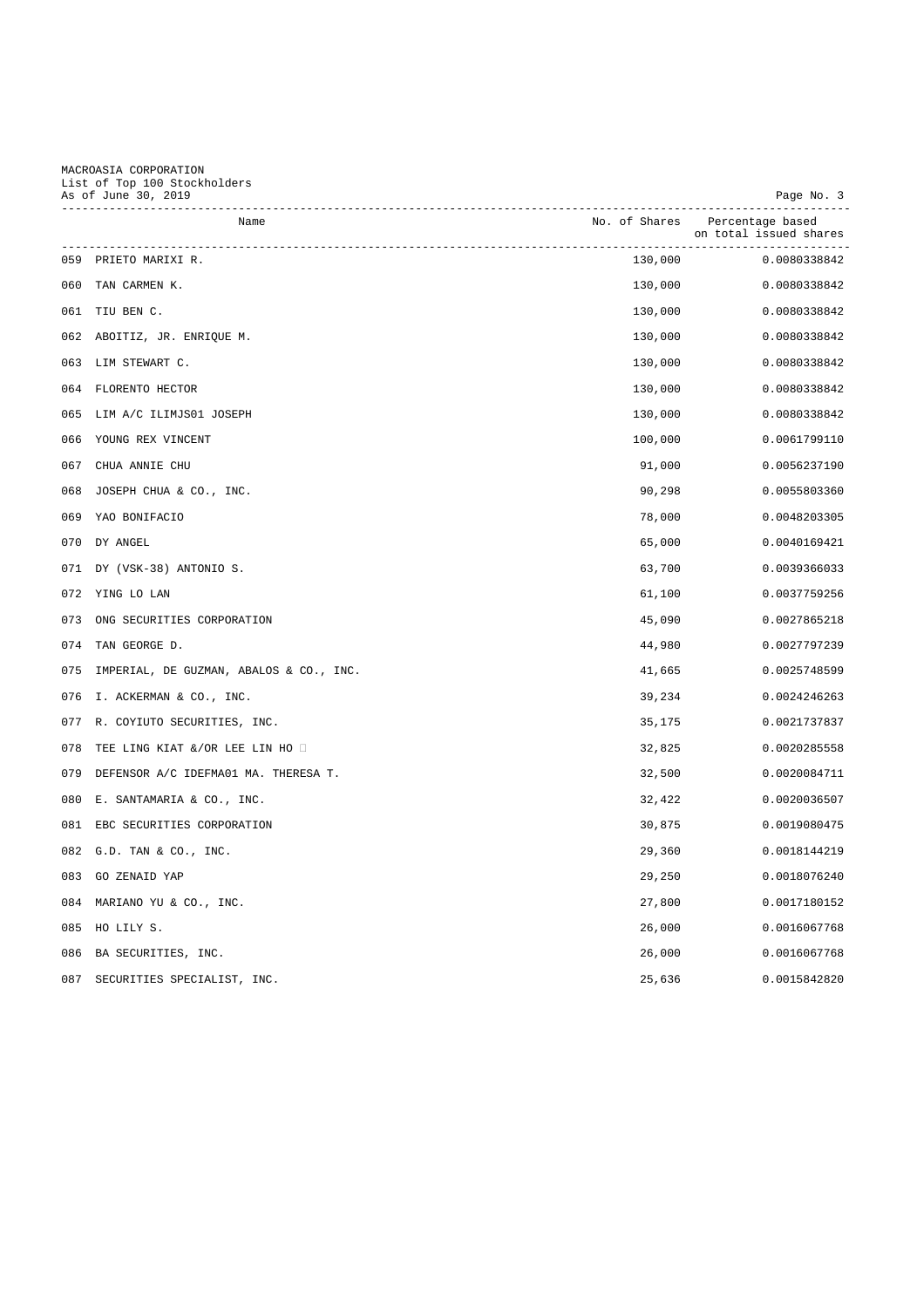MACROASIA CORPORATION
List of Top 100 Stockholders
As of June 30, 2019

| | Name | No. of Shares | Percentage based on total issued shares |
|---|---|---|---|
| 059 | PRIETO MARIXI R. | 130,000 | 0.0080338842 |
| 060 | TAN CARMEN K. | 130,000 | 0.0080338842 |
| 061 | TIU BEN C. | 130,000 | 0.0080338842 |
| 062 | ABOITIZ, JR. ENRIQUE M. | 130,000 | 0.0080338842 |
| 063 | LIM STEWART C. | 130,000 | 0.0080338842 |
| 064 | FLORENTO HECTOR | 130,000 | 0.0080338842 |
| 065 | LIM A/C ILIMJS01 JOSEPH | 130,000 | 0.0080338842 |
| 066 | YOUNG REX VINCENT | 100,000 | 0.0061799110 |
| 067 | CHUA ANNIE CHU | 91,000 | 0.0056237190 |
| 068 | JOSEPH CHUA & CO., INC. | 90,298 | 0.0055803360 |
| 069 | YAO BONIFACIO | 78,000 | 0.0048203305 |
| 070 | DY ANGEL | 65,000 | 0.0040169421 |
| 071 | DY (VSK-38) ANTONIO S. | 63,700 | 0.0039366033 |
| 072 | YING LO LAN | 61,100 | 0.0037759256 |
| 073 | ONG SECURITIES CORPORATION | 45,090 | 0.0027865218 |
| 074 | TAN GEORGE D. | 44,980 | 0.0027797239 |
| 075 | IMPERIAL, DE GUZMAN, ABALOS & CO., INC. | 41,665 | 0.0025748599 |
| 076 | I. ACKERMAN & CO., INC. | 39,234 | 0.0024246263 |
| 077 | R. COYIUTO SECURITIES, INC. | 35,175 | 0.0021737837 |
| 078 | TEE LING KIAT &/OR LEE LIN HO | 32,825 | 0.0020285558 |
| 079 | DEFENSOR A/C IDEFMA01 MA. THERESA T. | 32,500 | 0.0020084711 |
| 080 | E. SANTAMARIA & CO., INC. | 32,422 | 0.0020036507 |
| 081 | EBC SECURITIES CORPORATION | 30,875 | 0.0019080475 |
| 082 | G.D. TAN & CO., INC. | 29,360 | 0.0018144219 |
| 083 | GO ZENAID YAP | 29,250 | 0.0018076240 |
| 084 | MARIANO YU & CO., INC. | 27,800 | 0.0017180152 |
| 085 | HO LILY S. | 26,000 | 0.0016067768 |
| 086 | BA SECURITIES, INC. | 26,000 | 0.0016067768 |
| 087 | SECURITIES SPECIALIST, INC. | 25,636 | 0.0015842820 |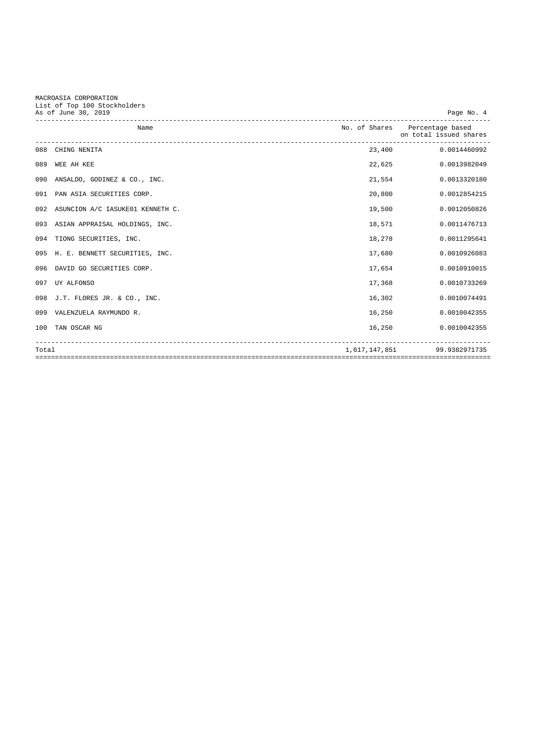MACROASIA CORPORATION
List of Top 100 Stockholders
As of June 30, 2019

| | Name | No. of Shares | Percentage based on total issued shares |
|---|---|---|---|
| 088 | CHING NENITA | 23,400 | 0.0014460992 |
| 089 | WEE AH KEE | 22,625 | 0.0013982049 |
| 090 | ANSALDO, GODINEZ & CO., INC. | 21,554 | 0.0013320180 |
| 091 | PAN ASIA SECURITIES CORP. | 20,800 | 0.0012854215 |
| 092 | ASUNCION A/C IASUKE01 KENNETH C. | 19,500 | 0.0012050826 |
| 093 | ASIAN APPRAISAL HOLDINGS, INC. | 18,571 | 0.0011476713 |
| 094 | TIONG SECURITIES, INC. | 18,278 | 0.0011295641 |
| 095 | H. E. BENNETT SECURITIES, INC. | 17,680 | 0.0010926083 |
| 096 | DAVID GO SECURITIES CORP. | 17,654 | 0.0010910015 |
| 097 | UY ALFONSO | 17,368 | 0.0010733269 |
| 098 | J.T. FLORES JR. & CO., INC. | 16,302 | 0.0010074491 |
| 099 | VALENZUELA RAYMUNDO R. | 16,250 | 0.0010042355 |
| 100 | TAN OSCAR NG | 16,250 | 0.0010042355 |
| Total | | 1,617,147,851 | 99.9382971735 |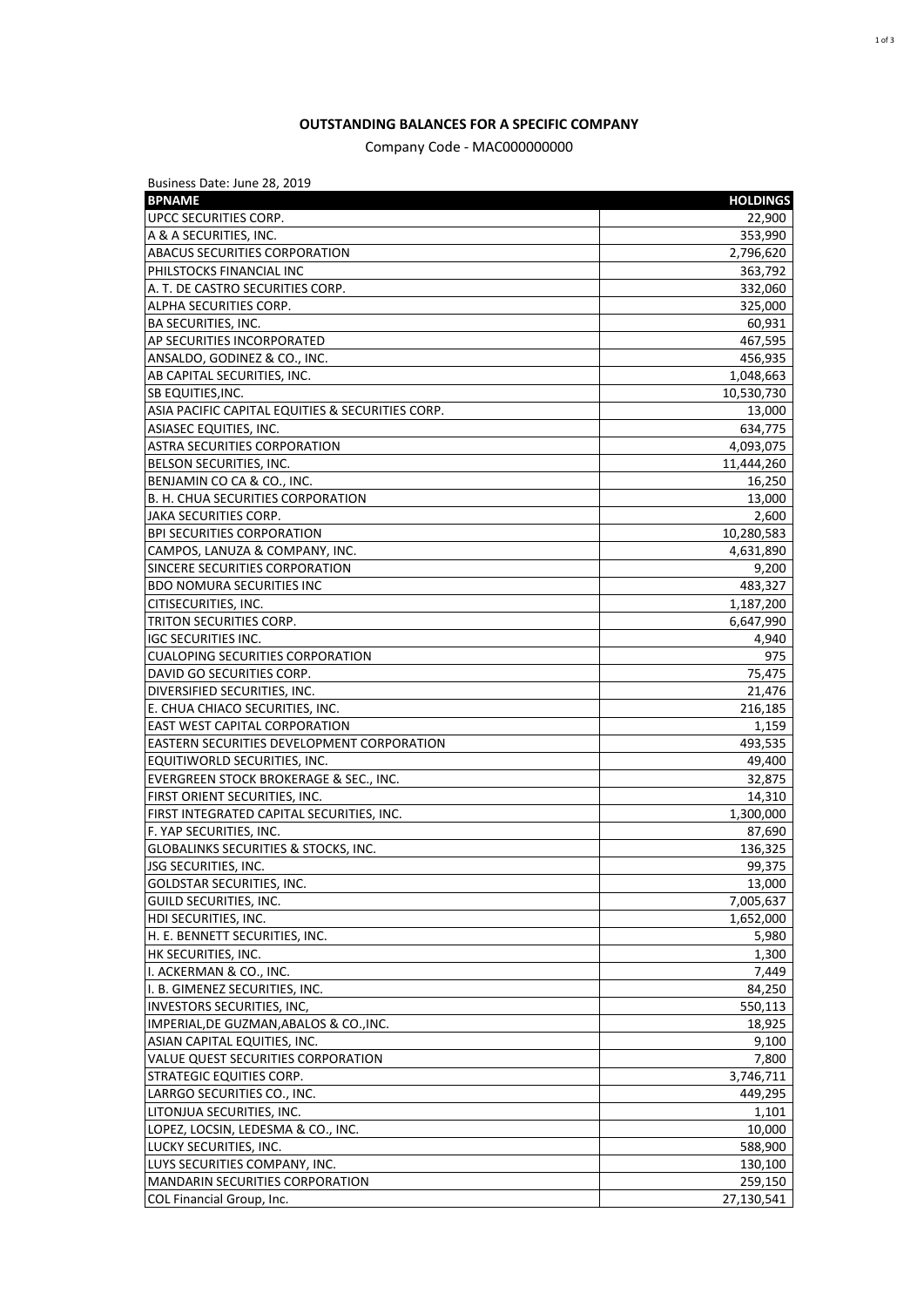**OUTSTANDING BALANCES FOR A SPECIFIC COMPANY**

Company Code - MAC000000000

Business Date: June 28, 2019

| BPNAME | HOLDINGS |
|---|---:|
| UPCC SECURITIES CORP. | 22,900 |
| A & A SECURITIES, INC. | 353,990 |
| ABACUS SECURITIES CORPORATION | 2,796,620 |
| PHILSTOCKS FINANCIAL INC | 363,792 |
| A. T. DE CASTRO SECURITIES CORP. | 332,060 |
| ALPHA SECURITIES CORP. | 325,000 |
| BA SECURITIES, INC. | 60,931 |
| AP SECURITIES INCORPORATED | 467,595 |
| ANSALDO, GODINEZ & CO., INC. | 456,935 |
| AB CAPITAL SECURITIES, INC. | 1,048,663 |
| SB EQUITIES,INC. | 10,530,730 |
| ASIA PACIFIC CAPITAL EQUITIES & SECURITIES CORP. | 13,000 |
| ASIASEC EQUITIES, INC. | 634,775 |
| ASTRA SECURITIES CORPORATION | 4,093,075 |
| BELSON SECURITIES, INC. | 11,444,260 |
| BENJAMIN CO CA & CO., INC. | 16,250 |
| B. H. CHUA SECURITIES CORPORATION | 13,000 |
| JAKA SECURITIES CORP. | 2,600 |
| BPI SECURITIES CORPORATION | 10,280,583 |
| CAMPOS, LANUZA & COMPANY, INC. | 4,631,890 |
| SINCERE SECURITIES CORPORATION | 9,200 |
| BDO NOMURA SECURITIES INC | 483,327 |
| CITISECURITIES, INC. | 1,187,200 |
| TRITON SECURITIES CORP. | 6,647,990 |
| IGC SECURITIES INC. | 4,940 |
| CUALOPING SECURITIES CORPORATION | 975 |
| DAVID GO SECURITIES CORP. | 75,475 |
| DIVERSIFIED SECURITIES, INC. | 21,476 |
| E. CHUA CHIACO SECURITIES, INC. | 216,185 |
| EAST WEST CAPITAL CORPORATION | 1,159 |
| EASTERN SECURITIES DEVELOPMENT CORPORATION | 493,535 |
| EQUITIWORLD SECURITIES, INC. | 49,400 |
| EVERGREEN STOCK BROKERAGE & SEC., INC. | 32,875 |
| FIRST ORIENT SECURITIES, INC. | 14,310 |
| FIRST INTEGRATED CAPITAL SECURITIES, INC. | 1,300,000 |
| F. YAP SECURITIES, INC. | 87,690 |
| GLOBALINKS SECURITIES & STOCKS, INC. | 136,325 |
| JSG SECURITIES, INC. | 99,375 |
| GOLDSTAR SECURITIES, INC. | 13,000 |
| GUILD SECURITIES, INC. | 7,005,637 |
| HDI SECURITIES, INC. | 1,652,000 |
| H. E. BENNETT SECURITIES, INC. | 5,980 |
| HK SECURITIES, INC. | 1,300 |
| I. ACKERMAN & CO., INC. | 7,449 |
| I. B. GIMENEZ SECURITIES, INC. | 84,250 |
| INVESTORS SECURITIES, INC, | 550,113 |
| IMPERIAL,DE GUZMAN,ABALOS & CO.,INC. | 18,925 |
| ASIAN CAPITAL EQUITIES, INC. | 9,100 |
| VALUE QUEST SECURITIES CORPORATION | 7,800 |
| STRATEGIC EQUITIES CORP. | 3,746,711 |
| LARRGO SECURITIES CO., INC. | 449,295 |
| LITONJUA SECURITIES, INC. | 1,101 |
| LOPEZ, LOCSIN, LEDESMA & CO., INC. | 10,000 |
| LUCKY SECURITIES, INC. | 588,900 |
| LUYS SECURITIES COMPANY, INC. | 130,100 |
| MANDARIN SECURITIES CORPORATION | 259,150 |
| COL Financial Group, Inc. | 27,130,541 |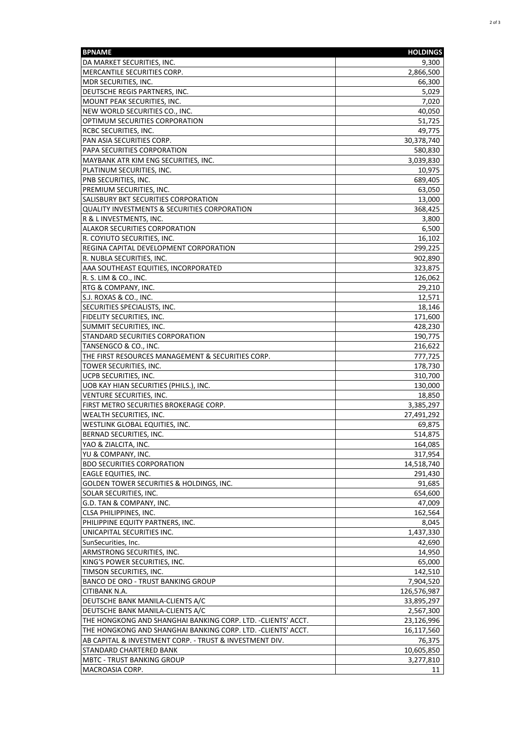| BPNAME | HOLDINGS |
|---|---|
| DA MARKET SECURITIES, INC. | 9,300 |
| MERCANTILE SECURITIES CORP. | 2,866,500 |
| MDR SECURITIES, INC. | 66,300 |
| DEUTSCHE REGIS PARTNERS, INC. | 5,029 |
| MOUNT PEAK SECURITIES, INC. | 7,020 |
| NEW WORLD SECURITIES CO., INC. | 40,050 |
| OPTIMUM SECURITIES CORPORATION | 51,725 |
| RCBC SECURITIES, INC. | 49,775 |
| PAN ASIA SECURITIES CORP. | 30,378,740 |
| PAPA SECURITIES CORPORATION | 580,830 |
| MAYBANK ATR KIM ENG SECURITIES, INC. | 3,039,830 |
| PLATINUM SECURITIES, INC. | 10,975 |
| PNB SECURITIES, INC. | 689,405 |
| PREMIUM SECURITIES, INC. | 63,050 |
| SALISBURY BKT SECURITIES CORPORATION | 13,000 |
| QUALITY INVESTMENTS & SECURITIES CORPORATION | 368,425 |
| R & L INVESTMENTS, INC. | 3,800 |
| ALAKOR SECURITIES CORPORATION | 6,500 |
| R. COYIUTO SECURITIES, INC. | 16,102 |
| REGINA CAPITAL DEVELOPMENT CORPORATION | 299,225 |
| R. NUBLA SECURITIES, INC. | 902,890 |
| AAA SOUTHEAST EQUITIES, INCORPORATED | 323,875 |
| R. S. LIM & CO., INC. | 126,062 |
| RTG & COMPANY, INC. | 29,210 |
| S.J. ROXAS & CO., INC. | 12,571 |
| SECURITIES SPECIALISTS, INC. | 18,146 |
| FIDELITY SECURITIES, INC. | 171,600 |
| SUMMIT SECURITIES, INC. | 428,230 |
| STANDARD SECURITIES CORPORATION | 190,775 |
| TANSENGCO & CO., INC. | 216,622 |
| THE FIRST RESOURCES MANAGEMENT & SECURITIES CORP. | 777,725 |
| TOWER SECURITIES, INC. | 178,730 |
| UCPB SECURITIES, INC. | 310,700 |
| UOB KAY HIAN SECURITIES (PHILS.), INC. | 130,000 |
| VENTURE SECURITIES, INC. | 18,850 |
| FIRST METRO SECURITIES BROKERAGE CORP. | 3,385,297 |
| WEALTH SECURITIES, INC. | 27,491,292 |
| WESTLINK GLOBAL EQUITIES, INC. | 69,875 |
| BERNAD SECURITIES, INC. | 514,875 |
| YAO & ZIALCITA, INC. | 164,085 |
| YU & COMPANY, INC. | 317,954 |
| BDO SECURITIES CORPORATION | 14,518,740 |
| EAGLE EQUITIES, INC. | 291,430 |
| GOLDEN TOWER SECURITIES & HOLDINGS, INC. | 91,685 |
| SOLAR SECURITIES, INC. | 654,600 |
| G.D. TAN & COMPANY, INC. | 47,009 |
| CLSA PHILIPPINES, INC. | 162,564 |
| PHILIPPINE EQUITY PARTNERS, INC. | 8,045 |
| UNICAPITAL SECURITIES INC. | 1,437,330 |
| SunSecurities, Inc. | 42,690 |
| ARMSTRONG SECURITIES, INC. | 14,950 |
| KING'S POWER SECURITIES, INC. | 65,000 |
| TIMSON SECURITIES, INC. | 142,510 |
| BANCO DE ORO - TRUST BANKING GROUP | 7,904,520 |
| CITIBANK N.A. | 126,576,987 |
| DEUTSCHE BANK MANILA-CLIENTS A/C | 33,895,297 |
| DEUTSCHE BANK MANILA-CLIENTS A/C | 2,567,300 |
| THE HONGKONG AND SHANGHAI BANKING CORP. LTD. -CLIENTS' ACCT. | 23,126,996 |
| THE HONGKONG AND SHANGHAI BANKING CORP. LTD. -CLIENTS' ACCT. | 16,117,560 |
| AB CAPITAL & INVESTMENT CORP. - TRUST & INVESTMENT DIV. | 76,375 |
| STANDARD CHARTERED BANK | 10,605,850 |
| MBTC - TRUST BANKING GROUP | 3,277,810 |
| MACROASIA CORP. | 11 |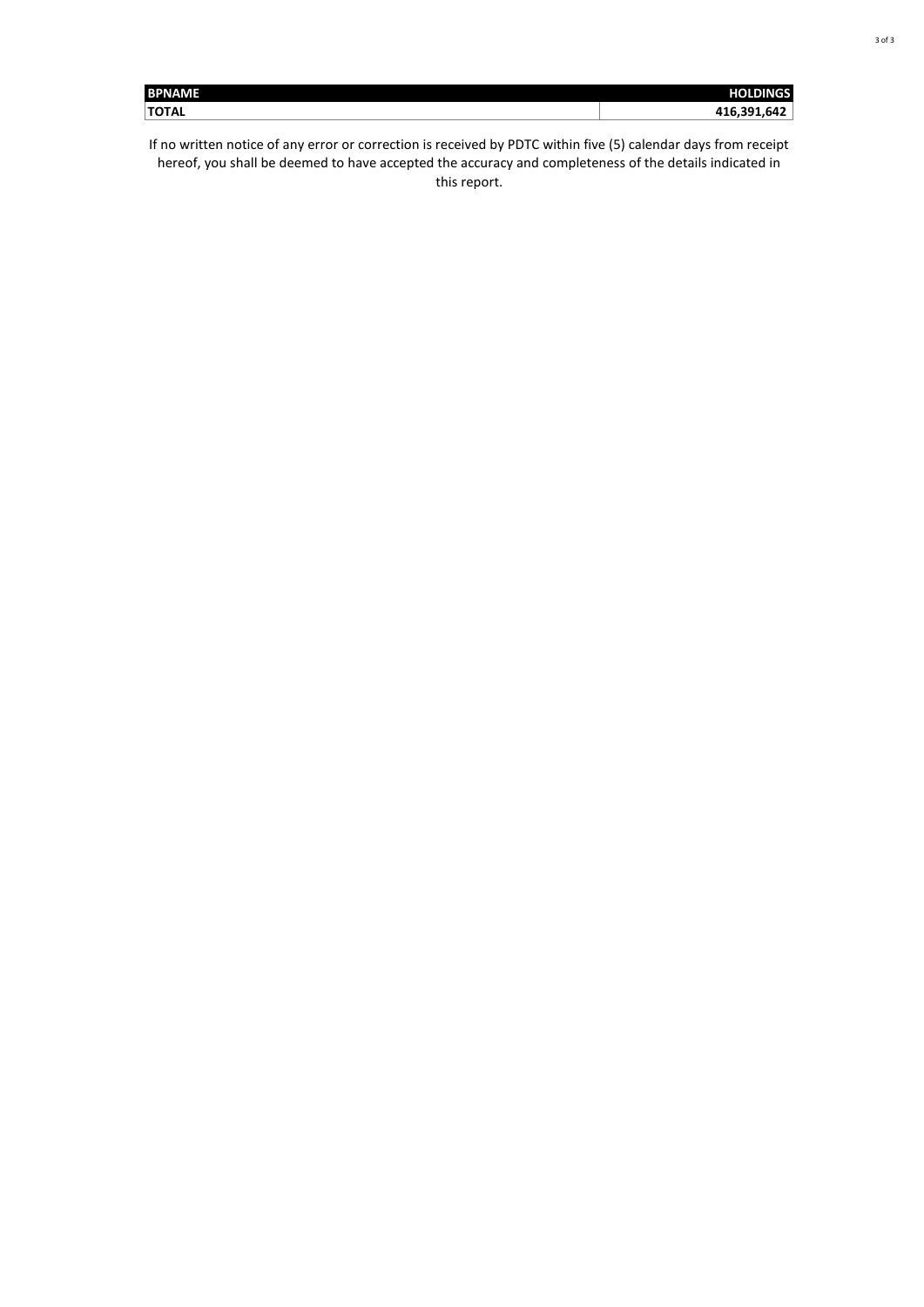| BPNAME | HOLDINGS |
|---|---|
| **TOTAL** | **416,391,642** |

If no written notice of any error or correction is received by PDTC within five (5) calendar days from receipt hereof, you shall be deemed to have accepted the accuracy and completeness of the details indicated in this report.